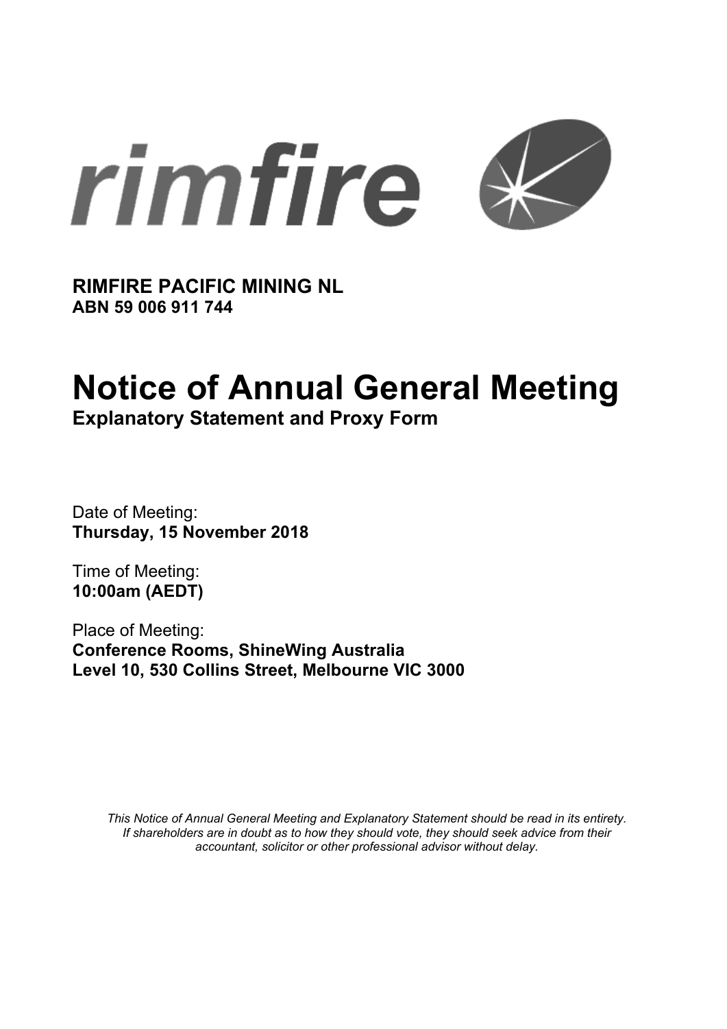rimfire

**RIMFIRE PACIFIC MINING NL**
**ABN 59 006 911 744**

# Notice of Annual General Meeting

**Explanatory Statement and Proxy Form**

Date of Meeting:
**Thursday, 15 November 2018**

Time of Meeting:
**10:00am (AEDT)**

Place of Meeting:
**Conference Rooms, ShineWing Australia**
**Level 10, 530 Collins Street, Melbourne VIC 3000**

*This Notice of Annual General Meeting and Explanatory Statement should be read in its entirety. If shareholders are in doubt as to how they should vote, they should seek advice from their accountant, solicitor or other professional advisor without delay.*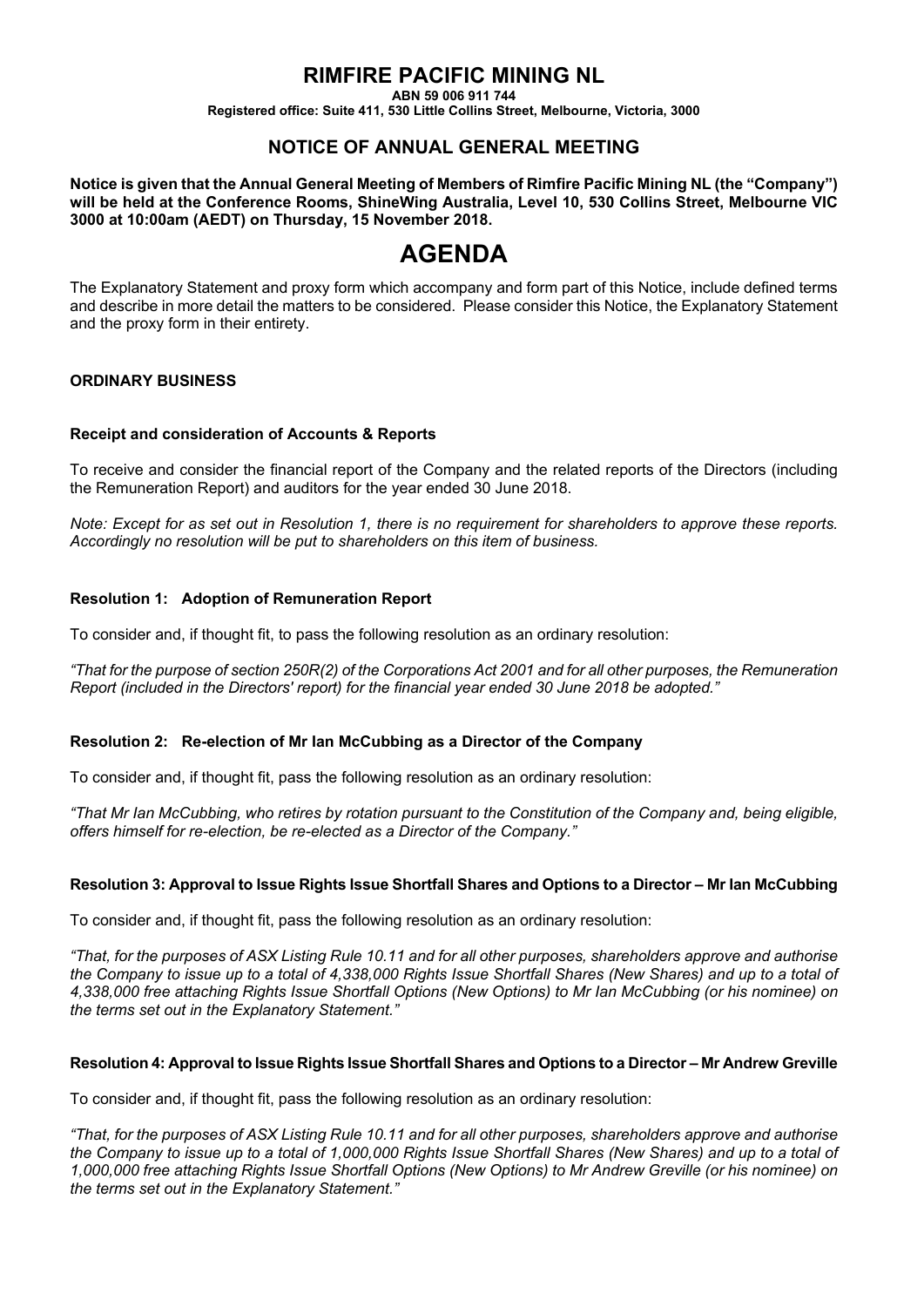# RIMFIRE PACIFIC MINING NL

**ABN 59 006 911 744**

**Registered office: Suite 411, 530 Little Collins Street, Melbourne, Victoria, 3000**

## NOTICE OF ANNUAL GENERAL MEETING

**Notice is given that the Annual General Meeting of Members of Rimfire Pacific Mining NL (the "Company") will be held at the Conference Rooms, ShineWing Australia, Level 10, 530 Collins Street, Melbourne VIC 3000 at 10:00am (AEDT) on Thursday, 15 November 2018.**

# AGENDA

The Explanatory Statement and proxy form which accompany and form part of this Notice, include defined terms and describe in more detail the matters to be considered. Please consider this Notice, the Explanatory Statement and the proxy form in their entirety.

### ORDINARY BUSINESS

**Receipt and consideration of Accounts & Reports**

To receive and consider the financial report of the Company and the related reports of the Directors (including the Remuneration Report) and auditors for the year ended 30 June 2018.

*Note: Except for as set out in Resolution 1, there is no requirement for shareholders to approve these reports. Accordingly no resolution will be put to shareholders on this item of business.*

**Resolution 1: Adoption of Remuneration Report**

To consider and, if thought fit, to pass the following resolution as an ordinary resolution:

*"That for the purpose of section 250R(2) of the Corporations Act 2001 and for all other purposes, the Remuneration Report (included in the Directors' report) for the financial year ended 30 June 2018 be adopted."*

**Resolution 2: Re-election of Mr Ian McCubbing as a Director of the Company**

To consider and, if thought fit, pass the following resolution as an ordinary resolution:

*"That Mr Ian McCubbing, who retires by rotation pursuant to the Constitution of the Company and, being eligible, offers himself for re-election, be re-elected as a Director of the Company."*

**Resolution 3: Approval to Issue Rights Issue Shortfall Shares and Options to a Director – Mr Ian McCubbing**

To consider and, if thought fit, pass the following resolution as an ordinary resolution:

*"That, for the purposes of ASX Listing Rule 10.11 and for all other purposes, shareholders approve and authorise the Company to issue up to a total of 4,338,000 Rights Issue Shortfall Shares (New Shares) and up to a total of 4,338,000 free attaching Rights Issue Shortfall Options (New Options) to Mr Ian McCubbing (or his nominee) on the terms set out in the Explanatory Statement."*

**Resolution 4: Approval to Issue Rights Issue Shortfall Shares and Options to a Director – Mr Andrew Greville**

To consider and, if thought fit, pass the following resolution as an ordinary resolution:

*"That, for the purposes of ASX Listing Rule 10.11 and for all other purposes, shareholders approve and authorise the Company to issue up to a total of 1,000,000 Rights Issue Shortfall Shares (New Shares) and up to a total of 1,000,000 free attaching Rights Issue Shortfall Options (New Options) to Mr Andrew Greville (or his nominee) on the terms set out in the Explanatory Statement."*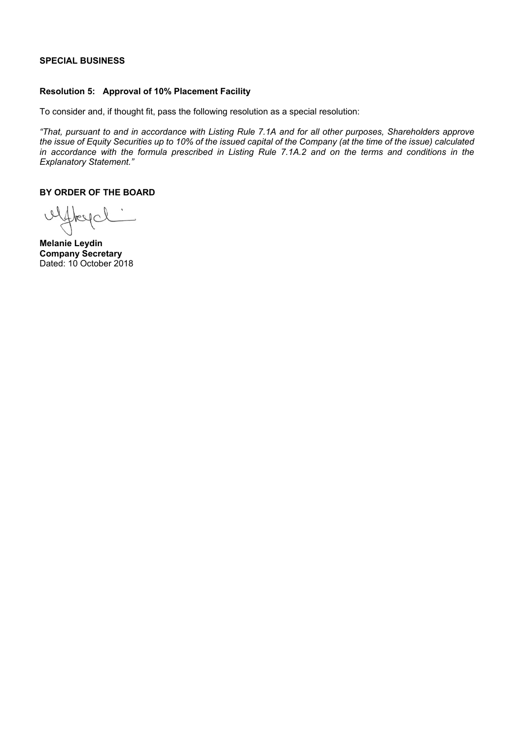## SPECIAL BUSINESS

### Resolution 5: Approval of 10% Placement Facility

To consider and, if thought fit, pass the following resolution as a special resolution:

*"That, pursuant to and in accordance with Listing Rule 7.1A and for all other purposes, Shareholders approve the issue of Equity Securities up to 10% of the issued capital of the Company (at the time of the issue) calculated in accordance with the formula prescribed in Listing Rule 7.1A.2 and on the terms and conditions in the Explanatory Statement."*

**BY ORDER OF THE BOARD**

**Melanie Leydin**
**Company Secretary**
Dated: 10 October 2018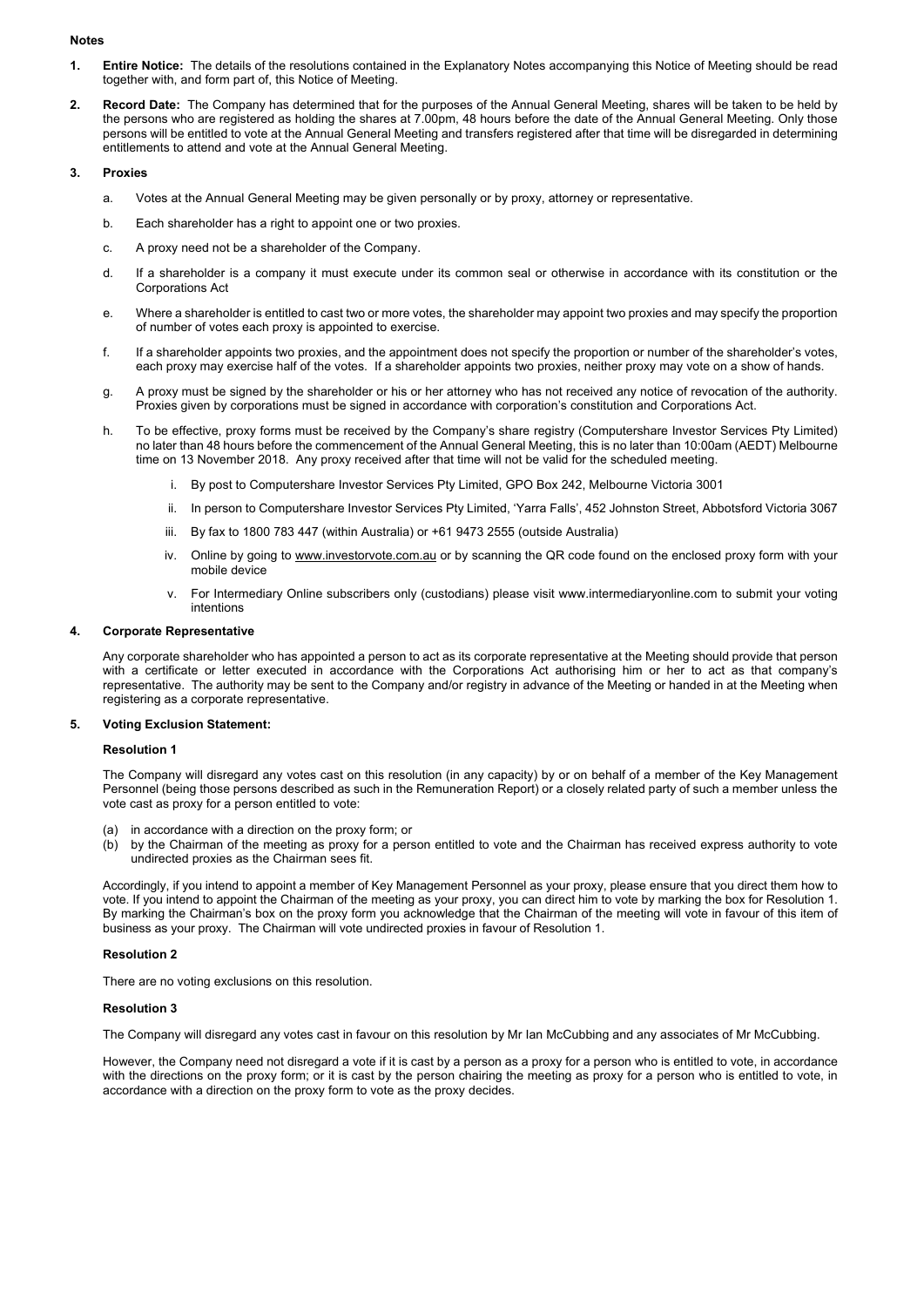**Notes**

1. **Entire Notice:** The details of the resolutions contained in the Explanatory Notes accompanying this Notice of Meeting should be read together with, and form part of, this Notice of Meeting.

2. **Record Date:** The Company has determined that for the purposes of the Annual General Meeting, shares will be taken to be held by the persons who are registered as holding the shares at 7.00pm, 48 hours before the date of the Annual General Meeting. Only those persons will be entitled to vote at the Annual General Meeting and transfers registered after that time will be disregarded in determining entitlements to attend and vote at the Annual General Meeting.

3. **Proxies**

   a. Votes at the Annual General Meeting may be given personally or by proxy, attorney or representative.

   b. Each shareholder has a right to appoint one or two proxies.

   c. A proxy need not be a shareholder of the Company.

   d. If a shareholder is a company it must execute under its common seal or otherwise in accordance with its constitution or the Corporations Act

   e. Where a shareholder is entitled to cast two or more votes, the shareholder may appoint two proxies and may specify the proportion of number of votes each proxy is appointed to exercise.

   f. If a shareholder appoints two proxies, and the appointment does not specify the proportion or number of the shareholder's votes, each proxy may exercise half of the votes. If a shareholder appoints two proxies, neither proxy may vote on a show of hands.

   g. A proxy must be signed by the shareholder or his or her attorney who has not received any notice of revocation of the authority. Proxies given by corporations must be signed in accordance with corporation's constitution and Corporations Act.

   h. To be effective, proxy forms must be received by the Company's share registry (Computershare Investor Services Pty Limited) no later than 48 hours before the commencement of the Annual General Meeting, this is no later than 10:00am (AEDT) Melbourne time on 13 November 2018. Any proxy received after that time will not be valid for the scheduled meeting.

      i. By post to Computershare Investor Services Pty Limited, GPO Box 242, Melbourne Victoria 3001

      ii. In person to Computershare Investor Services Pty Limited, 'Yarra Falls', 452 Johnston Street, Abbotsford Victoria 3067

      iii. By fax to 1800 783 447 (within Australia) or +61 9473 2555 (outside Australia)

      iv. Online by going to www.investorvote.com.au or by scanning the QR code found on the enclosed proxy form with your mobile device

      v. For Intermediary Online subscribers only (custodians) please visit www.intermediaryonline.com to submit your voting intentions

4. **Corporate Representative**

   Any corporate shareholder who has appointed a person to act as its corporate representative at the Meeting should provide that person with a certificate or letter executed in accordance with the Corporations Act authorising him or her to act as that company's representative. The authority may be sent to the Company and/or registry in advance of the Meeting or handed in at the Meeting when registering as a corporate representative.

5. **Voting Exclusion Statement:**

   **Resolution 1**

   The Company will disregard any votes cast on this resolution (in any capacity) by or on behalf of a member of the Key Management Personnel (being those persons described as such in the Remuneration Report) or a closely related party of such a member unless the vote cast as proxy for a person entitled to vote:

   (a) in accordance with a direction on the proxy form; or
   (b) by the Chairman of the meeting as proxy for a person entitled to vote and the Chairman has received express authority to vote undirected proxies as the Chairman sees fit.

   Accordingly, if you intend to appoint a member of Key Management Personnel as your proxy, please ensure that you direct them how to vote. If you intend to appoint the Chairman of the meeting as your proxy, you can direct him to vote by marking the box for Resolution 1. By marking the Chairman's box on the proxy form you acknowledge that the Chairman of the meeting will vote in favour of this item of business as your proxy. The Chairman will vote undirected proxies in favour of Resolution 1.

   **Resolution 2**

   There are no voting exclusions on this resolution.

   **Resolution 3**

   The Company will disregard any votes cast in favour on this resolution by Mr Ian McCubbing and any associates of Mr McCubbing.

   However, the Company need not disregard a vote if it is cast by a person as a proxy for a person who is entitled to vote, in accordance with the directions on the proxy form; or it is cast by the person chairing the meeting as proxy for a person who is entitled to vote, in accordance with a direction on the proxy form to vote as the proxy decides.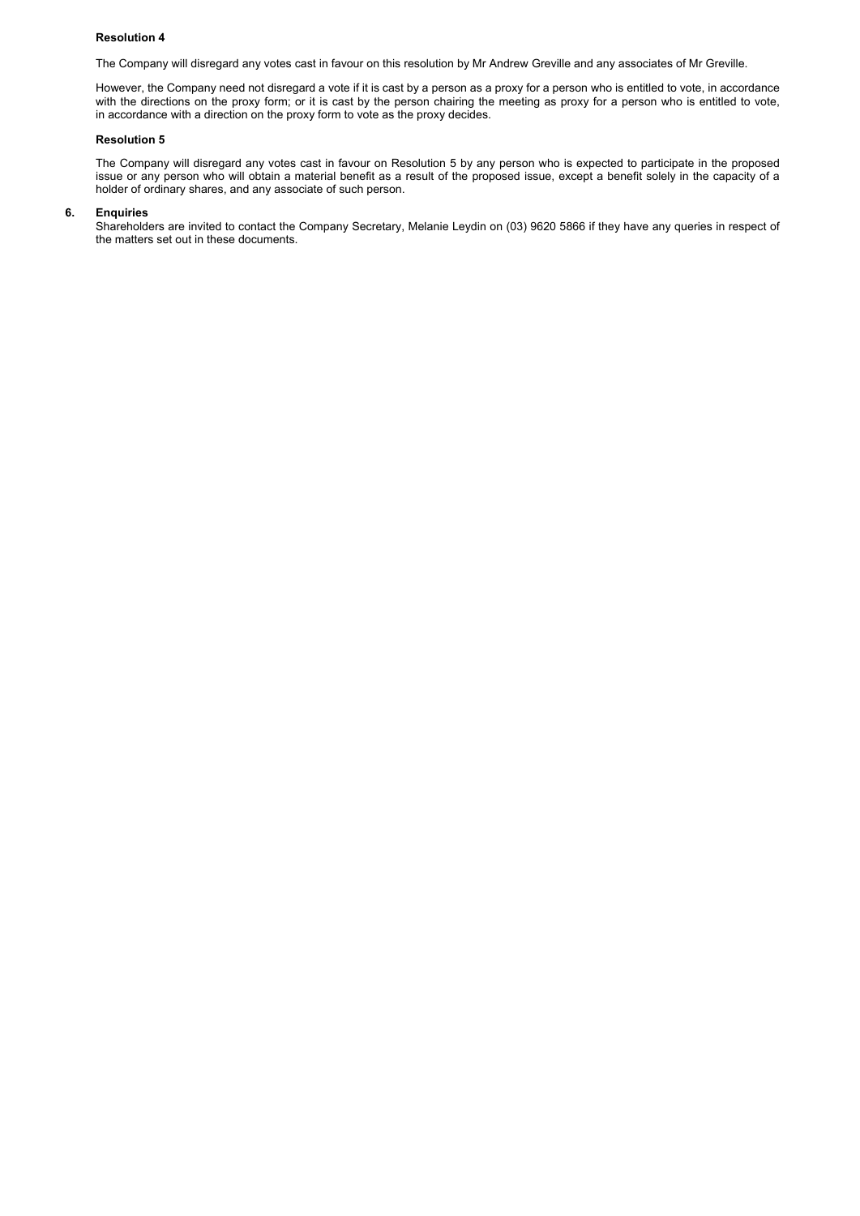**Resolution 4**

The Company will disregard any votes cast in favour on this resolution by Mr Andrew Greville and any associates of Mr Greville.

However, the Company need not disregard a vote if it is cast by a person as a proxy for a person who is entitled to vote, in accordance with the directions on the proxy form; or it is cast by the person chairing the meeting as proxy for a person who is entitled to vote, in accordance with a direction on the proxy form to vote as the proxy decides.

**Resolution 5**

The Company will disregard any votes cast in favour on Resolution 5 by any person who is expected to participate in the proposed issue or any person who will obtain a material benefit as a result of the proposed issue, except a benefit solely in the capacity of a holder of ordinary shares, and any associate of such person.

**6. Enquiries**

Shareholders are invited to contact the Company Secretary, Melanie Leydin on (03) 9620 5866 if they have any queries in respect of the matters set out in these documents.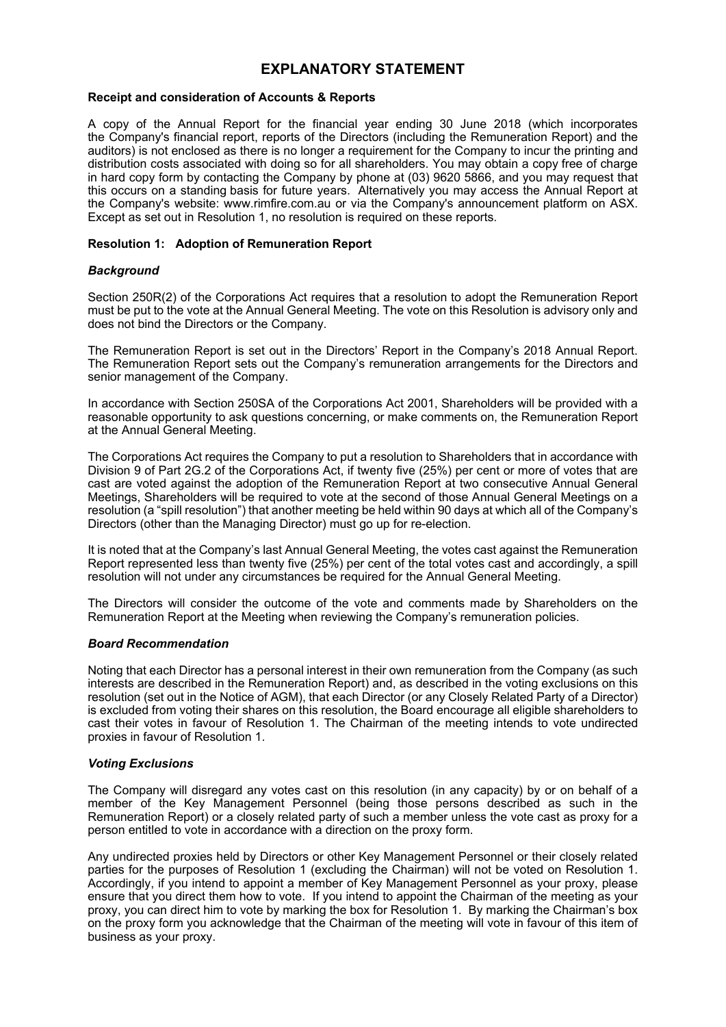# EXPLANATORY STATEMENT

**Receipt and consideration of Accounts & Reports**

A copy of the Annual Report for the financial year ending 30 June 2018 (which incorporates the Company's financial report, reports of the Directors (including the Remuneration Report) and the auditors) is not enclosed as there is no longer a requirement for the Company to incur the printing and distribution costs associated with doing so for all shareholders. You may obtain a copy free of charge in hard copy form by contacting the Company by phone at (03) 9620 5866, and you may request that this occurs on a standing basis for future years. Alternatively you may access the Annual Report at the Company's website: www.rimfire.com.au or via the Company's announcement platform on ASX. Except as set out in Resolution 1, no resolution is required on these reports.

**Resolution 1: Adoption of Remuneration Report**

***Background***

Section 250R(2) of the Corporations Act requires that a resolution to adopt the Remuneration Report must be put to the vote at the Annual General Meeting. The vote on this Resolution is advisory only and does not bind the Directors or the Company.

The Remuneration Report is set out in the Directors' Report in the Company's 2018 Annual Report. The Remuneration Report sets out the Company's remuneration arrangements for the Directors and senior management of the Company.

In accordance with Section 250SA of the Corporations Act 2001, Shareholders will be provided with a reasonable opportunity to ask questions concerning, or make comments on, the Remuneration Report at the Annual General Meeting.

The Corporations Act requires the Company to put a resolution to Shareholders that in accordance with Division 9 of Part 2G.2 of the Corporations Act, if twenty five (25%) per cent or more of votes that are cast are voted against the adoption of the Remuneration Report at two consecutive Annual General Meetings, Shareholders will be required to vote at the second of those Annual General Meetings on a resolution (a "spill resolution") that another meeting be held within 90 days at which all of the Company's Directors (other than the Managing Director) must go up for re-election.

It is noted that at the Company's last Annual General Meeting, the votes cast against the Remuneration Report represented less than twenty five (25%) per cent of the total votes cast and accordingly, a spill resolution will not under any circumstances be required for the Annual General Meeting.

The Directors will consider the outcome of the vote and comments made by Shareholders on the Remuneration Report at the Meeting when reviewing the Company's remuneration policies.

***Board Recommendation***

Noting that each Director has a personal interest in their own remuneration from the Company (as such interests are described in the Remuneration Report) and, as described in the voting exclusions on this resolution (set out in the Notice of AGM), that each Director (or any Closely Related Party of a Director) is excluded from voting their shares on this resolution, the Board encourage all eligible shareholders to cast their votes in favour of Resolution 1. The Chairman of the meeting intends to vote undirected proxies in favour of Resolution 1.

***Voting Exclusions***

The Company will disregard any votes cast on this resolution (in any capacity) by or on behalf of a member of the Key Management Personnel (being those persons described as such in the Remuneration Report) or a closely related party of such a member unless the vote cast as proxy for a person entitled to vote in accordance with a direction on the proxy form.

Any undirected proxies held by Directors or other Key Management Personnel or their closely related parties for the purposes of Resolution 1 (excluding the Chairman) will not be voted on Resolution 1. Accordingly, if you intend to appoint a member of Key Management Personnel as your proxy, please ensure that you direct them how to vote. If you intend to appoint the Chairman of the meeting as your proxy, you can direct him to vote by marking the box for Resolution 1. By marking the Chairman's box on the proxy form you acknowledge that the Chairman of the meeting will vote in favour of this item of business as your proxy.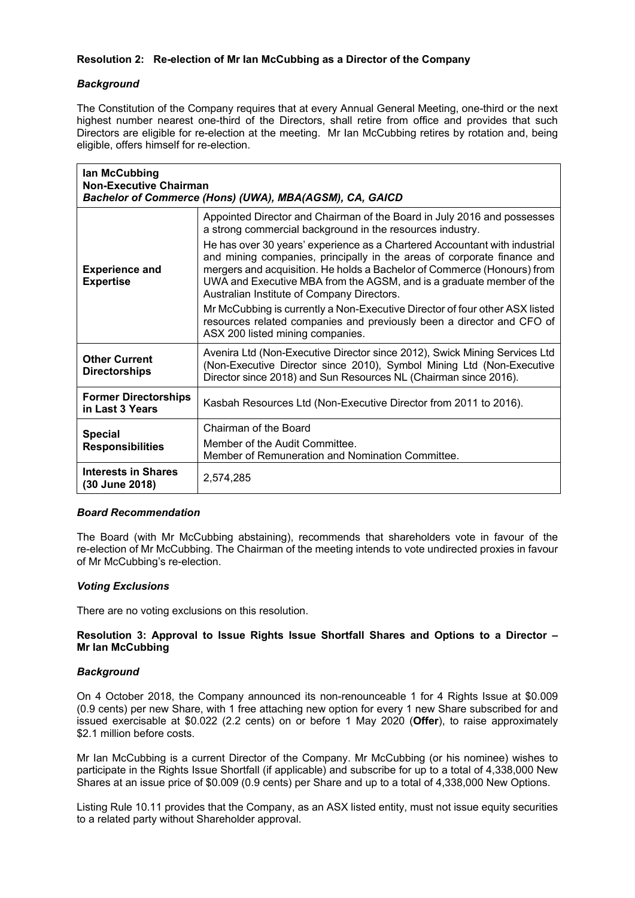**Resolution 2: Re-election of Mr Ian McCubbing as a Director of the Company**

***Background***

The Constitution of the Company requires that at every Annual General Meeting, one-third or the next highest number nearest one-third of the Directors, shall retire from office and provides that such Directors are eligible for re-election at the meeting. Mr Ian McCubbing retires by rotation and, being eligible, offers himself for re-election.

| **Ian McCubbing**<br>**Non-Executive Chairman**<br>***Bachelor of Commerce (Hons) (UWA), MBA(AGSM), CA, GAICD*** | |
|---|---|
| **Experience and Expertise** | Appointed Director and Chairman of the Board in July 2016 and possesses a strong commercial background in the resources industry.<br>He has over 30 years' experience as a Chartered Accountant with industrial and mining companies, principally in the areas of corporate finance and mergers and acquisition. He holds a Bachelor of Commerce (Honours) from UWA and Executive MBA from the AGSM, and is a graduate member of the Australian Institute of Company Directors.<br>Mr McCubbing is currently a Non-Executive Director of four other ASX listed resources related companies and previously been a director and CFO of ASX 200 listed mining companies. |
| **Other Current Directorships** | Avenira Ltd (Non-Executive Director since 2012), Swick Mining Services Ltd (Non-Executive Director since 2010), Symbol Mining Ltd (Non-Executive Director since 2018) and Sun Resources NL (Chairman since 2016). |
| **Former Directorships in Last 3 Years** | Kasbah Resources Ltd (Non-Executive Director from 2011 to 2016). |
| **Special Responsibilities** | Chairman of the Board<br>Member of the Audit Committee.<br>Member of Remuneration and Nomination Committee. |
| **Interests in Shares (30 June 2018)** | 2,574,285 |

***Board Recommendation***

The Board (with Mr McCubbing abstaining), recommends that shareholders vote in favour of the re-election of Mr McCubbing. The Chairman of the meeting intends to vote undirected proxies in favour of Mr McCubbing's re-election.

***Voting Exclusions***

There are no voting exclusions on this resolution.

**Resolution 3: Approval to Issue Rights Issue Shortfall Shares and Options to a Director – Mr Ian McCubbing**

***Background***

On 4 October 2018, the Company announced its non-renounceable 1 for 4 Rights Issue at \$0.009 (0.9 cents) per new Share, with 1 free attaching new option for every 1 new Share subscribed for and issued exercisable at \$0.022 (2.2 cents) on or before 1 May 2020 (**Offer**), to raise approximately \$2.1 million before costs.

Mr Ian McCubbing is a current Director of the Company. Mr McCubbing (or his nominee) wishes to participate in the Rights Issue Shortfall (if applicable) and subscribe for up to a total of 4,338,000 New Shares at an issue price of \$0.009 (0.9 cents) per Share and up to a total of 4,338,000 New Options.

Listing Rule 10.11 provides that the Company, as an ASX listed entity, must not issue equity securities to a related party without Shareholder approval.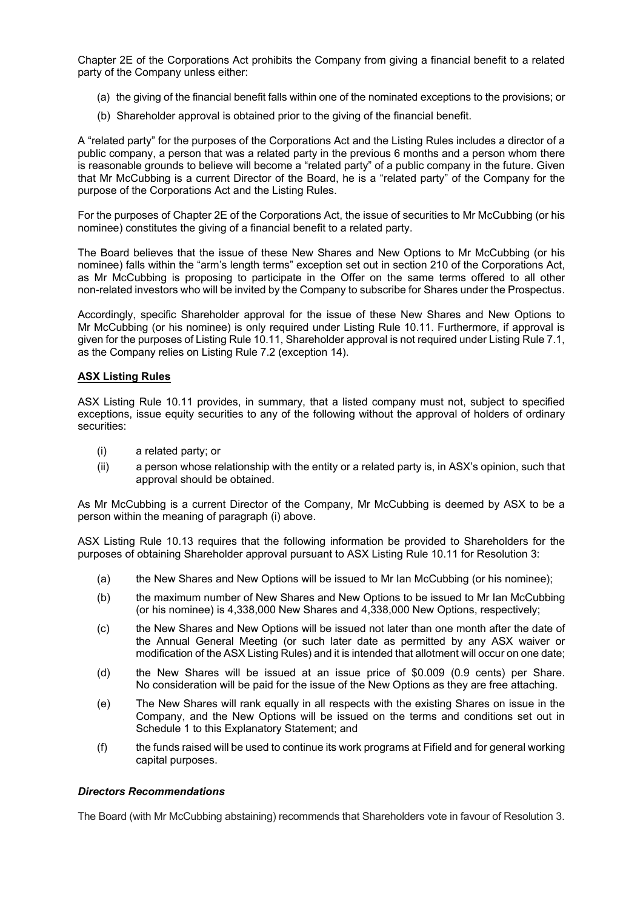Chapter 2E of the Corporations Act prohibits the Company from giving a financial benefit to a related party of the Company unless either:

(a) the giving of the financial benefit falls within one of the nominated exceptions to the provisions; or

(b) Shareholder approval is obtained prior to the giving of the financial benefit.

A "related party" for the purposes of the Corporations Act and the Listing Rules includes a director of a public company, a person that was a related party in the previous 6 months and a person whom there is reasonable grounds to believe will become a "related party" of a public company in the future. Given that Mr McCubbing is a current Director of the Board, he is a "related party" of the Company for the purpose of the Corporations Act and the Listing Rules.

For the purposes of Chapter 2E of the Corporations Act, the issue of securities to Mr McCubbing (or his nominee) constitutes the giving of a financial benefit to a related party.

The Board believes that the issue of these New Shares and New Options to Mr McCubbing (or his nominee) falls within the "arm's length terms" exception set out in section 210 of the Corporations Act, as Mr McCubbing is proposing to participate in the Offer on the same terms offered to all other non-related investors who will be invited by the Company to subscribe for Shares under the Prospectus.

Accordingly, specific Shareholder approval for the issue of these New Shares and New Options to Mr McCubbing (or his nominee) is only required under Listing Rule 10.11. Furthermore, if approval is given for the purposes of Listing Rule 10.11, Shareholder approval is not required under Listing Rule 7.1, as the Company relies on Listing Rule 7.2 (exception 14).

**ASX Listing Rules**

ASX Listing Rule 10.11 provides, in summary, that a listed company must not, subject to specified exceptions, issue equity securities to any of the following without the approval of holders of ordinary securities:

(i) a related party; or

(ii) a person whose relationship with the entity or a related party is, in ASX's opinion, such that approval should be obtained.

As Mr McCubbing is a current Director of the Company, Mr McCubbing is deemed by ASX to be a person within the meaning of paragraph (i) above.

ASX Listing Rule 10.13 requires that the following information be provided to Shareholders for the purposes of obtaining Shareholder approval pursuant to ASX Listing Rule 10.11 for Resolution 3:

(a) the New Shares and New Options will be issued to Mr Ian McCubbing (or his nominee);

(b) the maximum number of New Shares and New Options to be issued to Mr Ian McCubbing (or his nominee) is 4,338,000 New Shares and 4,338,000 New Options, respectively;

(c) the New Shares and New Options will be issued not later than one month after the date of the Annual General Meeting (or such later date as permitted by any ASX waiver or modification of the ASX Listing Rules) and it is intended that allotment will occur on one date;

(d) the New Shares will be issued at an issue price of $0.009 (0.9 cents) per Share. No consideration will be paid for the issue of the New Options as they are free attaching.

(e) The New Shares will rank equally in all respects with the existing Shares on issue in the Company, and the New Options will be issued on the terms and conditions set out in Schedule 1 to this Explanatory Statement; and

(f) the funds raised will be used to continue its work programs at Fifield and for general working capital purposes.

***Directors Recommendations***

The Board (with Mr McCubbing abstaining) recommends that Shareholders vote in favour of Resolution 3.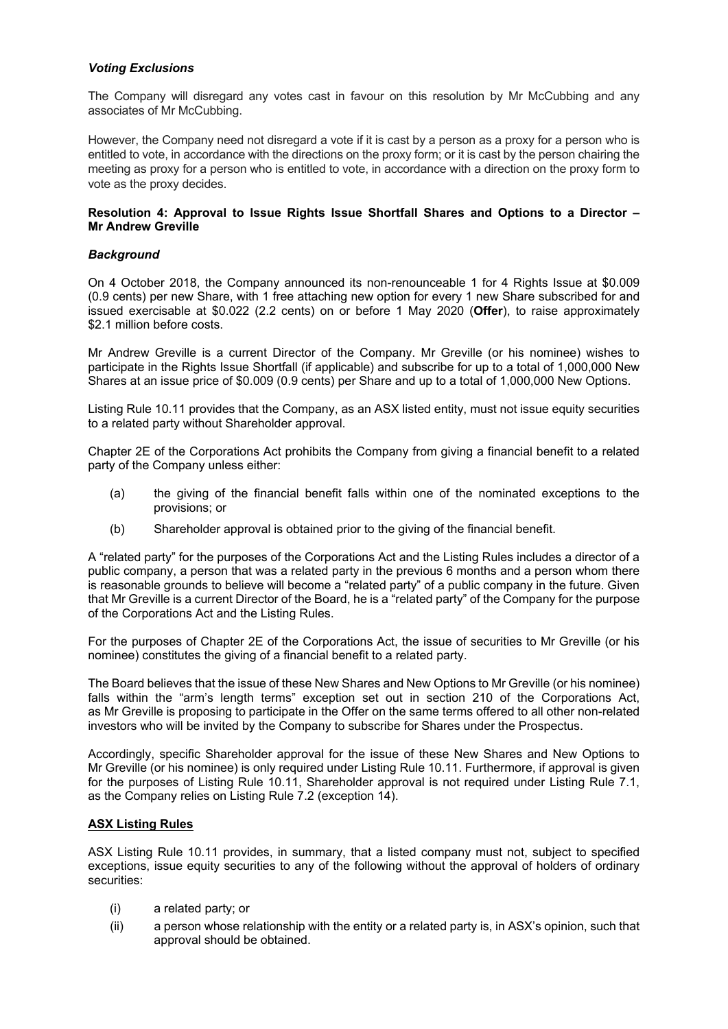### *Voting Exclusions*

The Company will disregard any votes cast in favour on this resolution by Mr McCubbing and any associates of Mr McCubbing.

However, the Company need not disregard a vote if it is cast by a person as a proxy for a person who is entitled to vote, in accordance with the directions on the proxy form; or it is cast by the person chairing the meeting as proxy for a person who is entitled to vote, in accordance with a direction on the proxy form to vote as the proxy decides.

**Resolution 4: Approval to Issue Rights Issue Shortfall Shares and Options to a Director – Mr Andrew Greville**

### *Background*

On 4 October 2018, the Company announced its non-renounceable 1 for 4 Rights Issue at $0.009 (0.9 cents) per new Share, with 1 free attaching new option for every 1 new Share subscribed for and issued exercisable at $0.022 (2.2 cents) on or before 1 May 2020 (**Offer**), to raise approximately $2.1 million before costs.

Mr Andrew Greville is a current Director of the Company. Mr Greville (or his nominee) wishes to participate in the Rights Issue Shortfall (if applicable) and subscribe for up to a total of 1,000,000 New Shares at an issue price of $0.009 (0.9 cents) per Share and up to a total of 1,000,000 New Options.

Listing Rule 10.11 provides that the Company, as an ASX listed entity, must not issue equity securities to a related party without Shareholder approval.

Chapter 2E of the Corporations Act prohibits the Company from giving a financial benefit to a related party of the Company unless either:

(a) the giving of the financial benefit falls within one of the nominated exceptions to the provisions; or

(b) Shareholder approval is obtained prior to the giving of the financial benefit.

A "related party" for the purposes of the Corporations Act and the Listing Rules includes a director of a public company, a person that was a related party in the previous 6 months and a person whom there is reasonable grounds to believe will become a "related party" of a public company in the future. Given that Mr Greville is a current Director of the Board, he is a "related party" of the Company for the purpose of the Corporations Act and the Listing Rules.

For the purposes of Chapter 2E of the Corporations Act, the issue of securities to Mr Greville (or his nominee) constitutes the giving of a financial benefit to a related party.

The Board believes that the issue of these New Shares and New Options to Mr Greville (or his nominee) falls within the "arm's length terms" exception set out in section 210 of the Corporations Act, as Mr Greville is proposing to participate in the Offer on the same terms offered to all other non-related investors who will be invited by the Company to subscribe for Shares under the Prospectus.

Accordingly, specific Shareholder approval for the issue of these New Shares and New Options to Mr Greville (or his nominee) is only required under Listing Rule 10.11. Furthermore, if approval is given for the purposes of Listing Rule 10.11, Shareholder approval is not required under Listing Rule 7.1, as the Company relies on Listing Rule 7.2 (exception 14).

**ASX Listing Rules**

ASX Listing Rule 10.11 provides, in summary, that a listed company must not, subject to specified exceptions, issue equity securities to any of the following without the approval of holders of ordinary securities:

(i) a related party; or

(ii) a person whose relationship with the entity or a related party is, in ASX's opinion, such that approval should be obtained.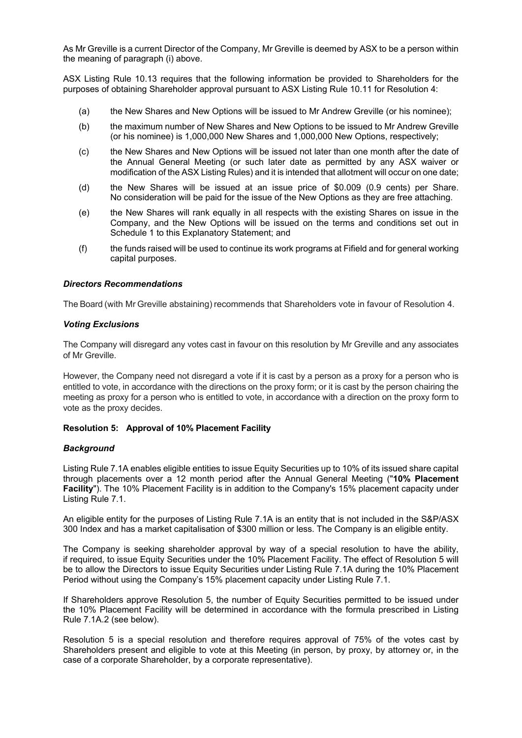As Mr Greville is a current Director of the Company, Mr Greville is deemed by ASX to be a person within the meaning of paragraph (i) above.

ASX Listing Rule 10.13 requires that the following information be provided to Shareholders for the purposes of obtaining Shareholder approval pursuant to ASX Listing Rule 10.11 for Resolution 4:

(a) the New Shares and New Options will be issued to Mr Andrew Greville (or his nominee);

(b) the maximum number of New Shares and New Options to be issued to Mr Andrew Greville (or his nominee) is 1,000,000 New Shares and 1,000,000 New Options, respectively;

(c) the New Shares and New Options will be issued not later than one month after the date of the Annual General Meeting (or such later date as permitted by any ASX waiver or modification of the ASX Listing Rules) and it is intended that allotment will occur on one date;

(d) the New Shares will be issued at an issue price of $0.009 (0.9 cents) per Share. No consideration will be paid for the issue of the New Options as they are free attaching.

(e) the New Shares will rank equally in all respects with the existing Shares on issue in the Company, and the New Options will be issued on the terms and conditions set out in Schedule 1 to this Explanatory Statement; and

(f) the funds raised will be used to continue its work programs at Fifield and for general working capital purposes.

***Directors Recommendations***

The Board (with Mr Greville abstaining) recommends that Shareholders vote in favour of Resolution 4.

***Voting Exclusions***

The Company will disregard any votes cast in favour on this resolution by Mr Greville and any associates of Mr Greville.

However, the Company need not disregard a vote if it is cast by a person as a proxy for a person who is entitled to vote, in accordance with the directions on the proxy form; or it is cast by the person chairing the meeting as proxy for a person who is entitled to vote, in accordance with a direction on the proxy form to vote as the proxy decides.

**Resolution 5: Approval of 10% Placement Facility**

***Background***

Listing Rule 7.1A enables eligible entities to issue Equity Securities up to 10% of its issued share capital through placements over a 12 month period after the Annual General Meeting ("**10% Placement Facility**"). The 10% Placement Facility is in addition to the Company's 15% placement capacity under Listing Rule 7.1.

An eligible entity for the purposes of Listing Rule 7.1A is an entity that is not included in the S&P/ASX 300 Index and has a market capitalisation of $300 million or less. The Company is an eligible entity.

The Company is seeking shareholder approval by way of a special resolution to have the ability, if required, to issue Equity Securities under the 10% Placement Facility. The effect of Resolution 5 will be to allow the Directors to issue Equity Securities under Listing Rule 7.1A during the 10% Placement Period without using the Company's 15% placement capacity under Listing Rule 7.1.

If Shareholders approve Resolution 5, the number of Equity Securities permitted to be issued under the 10% Placement Facility will be determined in accordance with the formula prescribed in Listing Rule 7.1A.2 (see below).

Resolution 5 is a special resolution and therefore requires approval of 75% of the votes cast by Shareholders present and eligible to vote at this Meeting (in person, by proxy, by attorney or, in the case of a corporate Shareholder, by a corporate representative).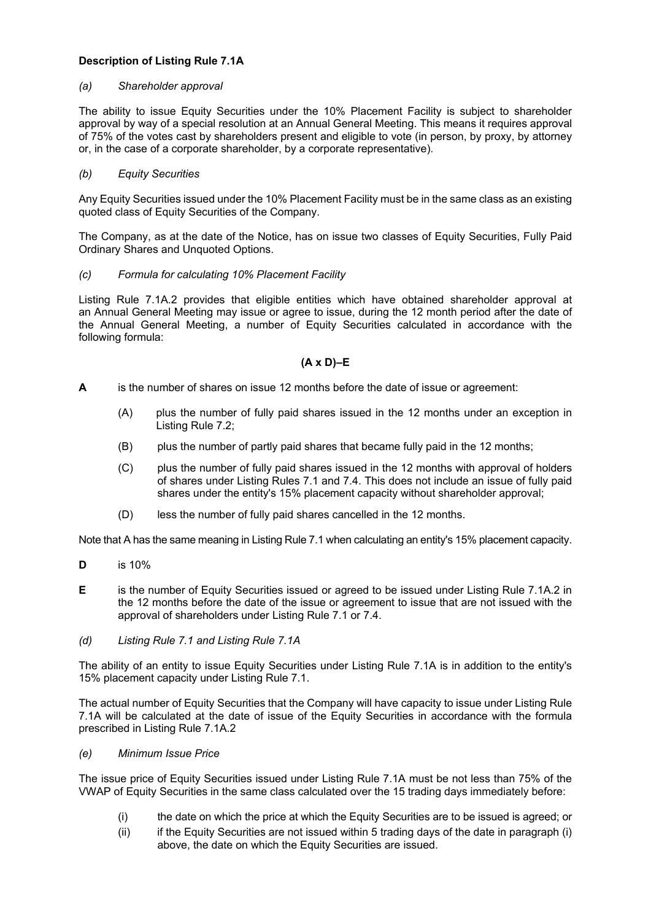**Description of Listing Rule 7.1A**

*(a) Shareholder approval*

The ability to issue Equity Securities under the 10% Placement Facility is subject to shareholder approval by way of a special resolution at an Annual General Meeting. This means it requires approval of 75% of the votes cast by shareholders present and eligible to vote (in person, by proxy, by attorney or, in the case of a corporate shareholder, by a corporate representative).

*(b) Equity Securities*

Any Equity Securities issued under the 10% Placement Facility must be in the same class as an existing quoted class of Equity Securities of the Company.

The Company, as at the date of the Notice, has on issue two classes of Equity Securities, Fully Paid Ordinary Shares and Unquoted Options.

*(c) Formula for calculating 10% Placement Facility*

Listing Rule 7.1A.2 provides that eligible entities which have obtained shareholder approval at an Annual General Meeting may issue or agree to issue, during the 12 month period after the date of the Annual General Meeting, a number of Equity Securities calculated in accordance with the following formula:

**(A x D)–E**

**A** is the number of shares on issue 12 months before the date of issue or agreement:

- (A) plus the number of fully paid shares issued in the 12 months under an exception in Listing Rule 7.2;
- (B) plus the number of partly paid shares that became fully paid in the 12 months;
- (C) plus the number of fully paid shares issued in the 12 months with approval of holders of shares under Listing Rules 7.1 and 7.4. This does not include an issue of fully paid shares under the entity's 15% placement capacity without shareholder approval;
- (D) less the number of fully paid shares cancelled in the 12 months.

Note that A has the same meaning in Listing Rule 7.1 when calculating an entity's 15% placement capacity.

**D** is 10%

**E** is the number of Equity Securities issued or agreed to be issued under Listing Rule 7.1A.2 in the 12 months before the date of the issue or agreement to issue that are not issued with the approval of shareholders under Listing Rule 7.1 or 7.4.

*(d) Listing Rule 7.1 and Listing Rule 7.1A*

The ability of an entity to issue Equity Securities under Listing Rule 7.1A is in addition to the entity's 15% placement capacity under Listing Rule 7.1.

The actual number of Equity Securities that the Company will have capacity to issue under Listing Rule 7.1A will be calculated at the date of issue of the Equity Securities in accordance with the formula prescribed in Listing Rule 7.1A.2

*(e) Minimum Issue Price*

The issue price of Equity Securities issued under Listing Rule 7.1A must be not less than 75% of the VWAP of Equity Securities in the same class calculated over the 15 trading days immediately before:

- (i) the date on which the price at which the Equity Securities are to be issued is agreed; or
- (ii) if the Equity Securities are not issued within 5 trading days of the date in paragraph (i) above, the date on which the Equity Securities are issued.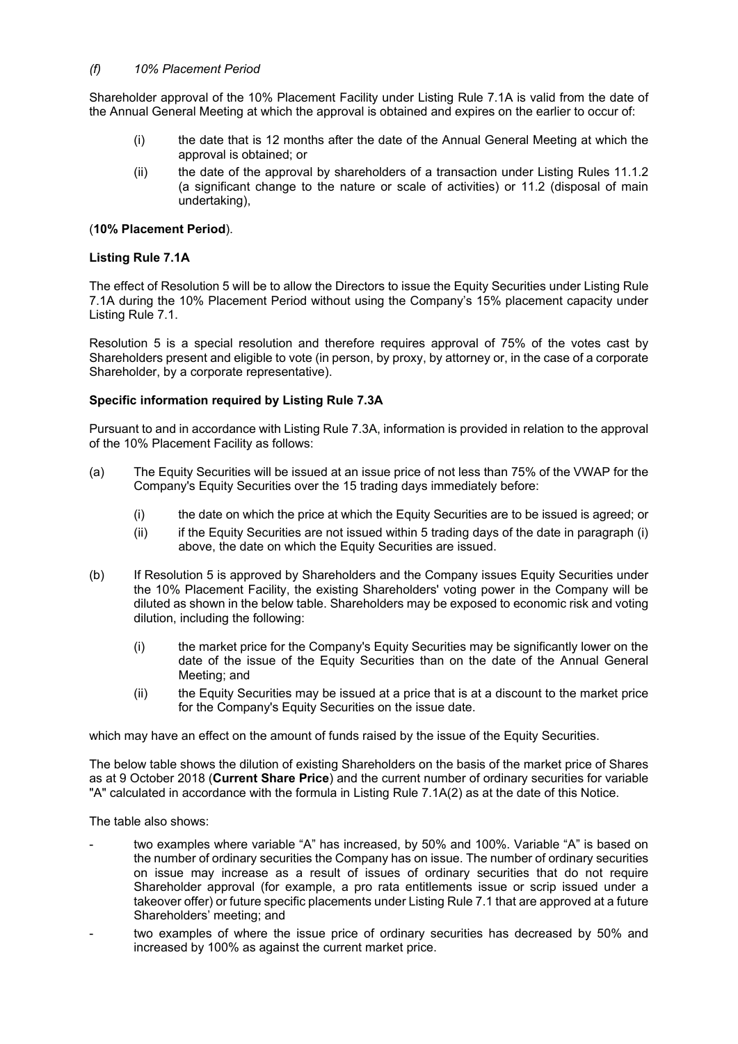*(f) 10% Placement Period*

Shareholder approval of the 10% Placement Facility under Listing Rule 7.1A is valid from the date of the Annual General Meeting at which the approval is obtained and expires on the earlier to occur of:

(i) the date that is 12 months after the date of the Annual General Meeting at which the approval is obtained; or

(ii) the date of the approval by shareholders of a transaction under Listing Rules 11.1.2 (a significant change to the nature or scale of activities) or 11.2 (disposal of main undertaking),

(**10% Placement Period**).

**Listing Rule 7.1A**

The effect of Resolution 5 will be to allow the Directors to issue the Equity Securities under Listing Rule 7.1A during the 10% Placement Period without using the Company's 15% placement capacity under Listing Rule 7.1.

Resolution 5 is a special resolution and therefore requires approval of 75% of the votes cast by Shareholders present and eligible to vote (in person, by proxy, by attorney or, in the case of a corporate Shareholder, by a corporate representative).

**Specific information required by Listing Rule 7.3A**

Pursuant to and in accordance with Listing Rule 7.3A, information is provided in relation to the approval of the 10% Placement Facility as follows:

(a) The Equity Securities will be issued at an issue price of not less than 75% of the VWAP for the Company's Equity Securities over the 15 trading days immediately before:

(i) the date on which the price at which the Equity Securities are to be issued is agreed; or

(ii) if the Equity Securities are not issued within 5 trading days of the date in paragraph (i) above, the date on which the Equity Securities are issued.

(b) If Resolution 5 is approved by Shareholders and the Company issues Equity Securities under the 10% Placement Facility, the existing Shareholders' voting power in the Company will be diluted as shown in the below table. Shareholders may be exposed to economic risk and voting dilution, including the following:

(i) the market price for the Company's Equity Securities may be significantly lower on the date of the issue of the Equity Securities than on the date of the Annual General Meeting; and

(ii) the Equity Securities may be issued at a price that is at a discount to the market price for the Company's Equity Securities on the issue date.

which may have an effect on the amount of funds raised by the issue of the Equity Securities.

The below table shows the dilution of existing Shareholders on the basis of the market price of Shares as at 9 October 2018 (**Current Share Price**) and the current number of ordinary securities for variable "A" calculated in accordance with the formula in Listing Rule 7.1A(2) as at the date of this Notice.

The table also shows:

- two examples where variable "A" has increased, by 50% and 100%. Variable "A" is based on the number of ordinary securities the Company has on issue. The number of ordinary securities on issue may increase as a result of issues of ordinary securities that do not require Shareholder approval (for example, a pro rata entitlements issue or scrip issued under a takeover offer) or future specific placements under Listing Rule 7.1 that are approved at a future Shareholders' meeting; and
- two examples of where the issue price of ordinary securities has decreased by 50% and increased by 100% as against the current market price.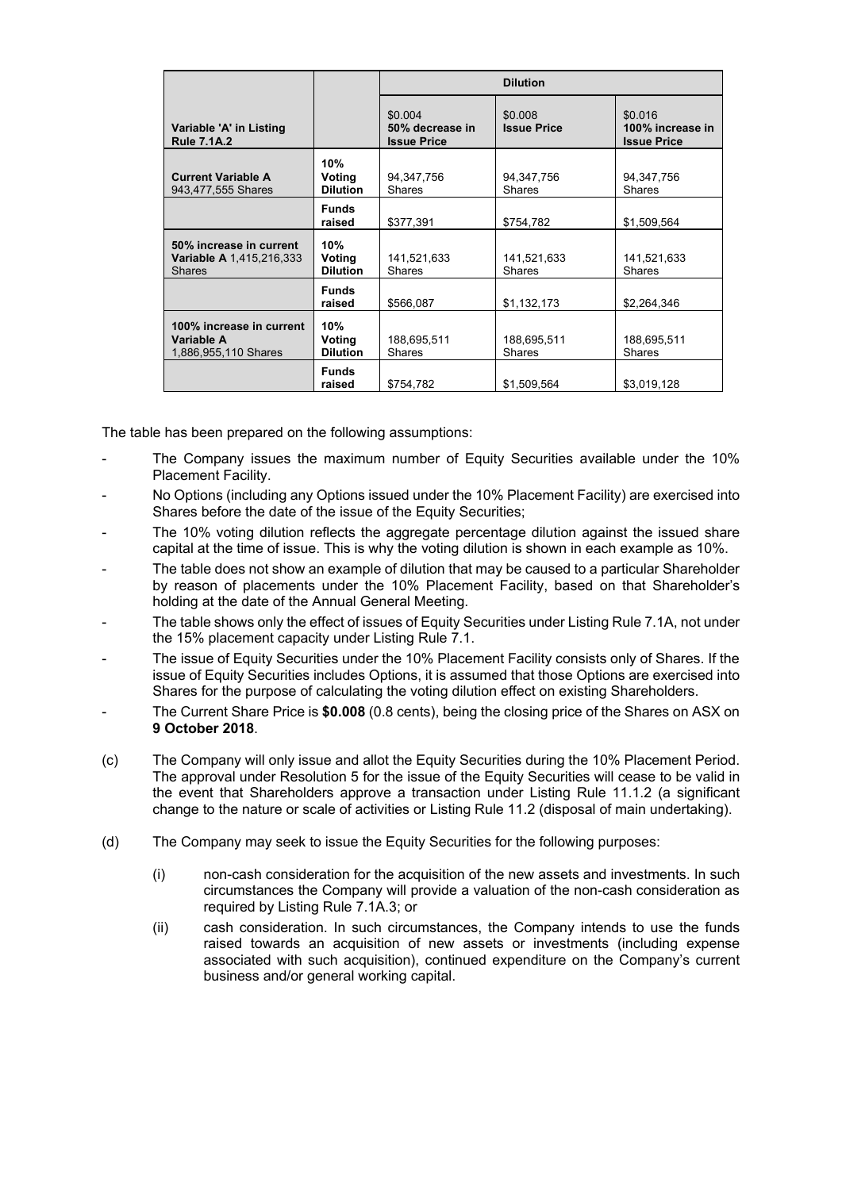| Variable 'A' in Listing Rule 7.1A.2 | | Dilution | | |
|---|---|---|---|---|
| | | $0.004 50% decrease in Issue Price | $0.008 Issue Price | $0.016 100% increase in Issue Price |
| **Current Variable A** 943,477,555 Shares | **10% Voting Dilution** | 94,347,756 Shares | 94,347,756 Shares | 94,347,756 Shares |
| | **Funds raised** | $377,391 | $754,782 | $1,509,564 |
| **50% increase in current Variable A** 1,415,216,333 Shares | **10% Voting Dilution** | 141,521,633 Shares | 141,521,633 Shares | 141,521,633 Shares |
| | **Funds raised** | $566,087 | $1,132,173 | $2,264,346 |
| **100% increase in current Variable A** 1,886,955,110 Shares | **10% Voting Dilution** | 188,695,511 Shares | 188,695,511 Shares | 188,695,511 Shares |
| | **Funds raised** | $754,782 | $1,509,564 | $3,019,128 |

The table has been prepared on the following assumptions:

- The Company issues the maximum number of Equity Securities available under the 10% Placement Facility.
- No Options (including any Options issued under the 10% Placement Facility) are exercised into Shares before the date of the issue of the Equity Securities;
- The 10% voting dilution reflects the aggregate percentage dilution against the issued share capital at the time of issue. This is why the voting dilution is shown in each example as 10%.
- The table does not show an example of dilution that may be caused to a particular Shareholder by reason of placements under the 10% Placement Facility, based on that Shareholder's holding at the date of the Annual General Meeting.
- The table shows only the effect of issues of Equity Securities under Listing Rule 7.1A, not under the 15% placement capacity under Listing Rule 7.1.
- The issue of Equity Securities under the 10% Placement Facility consists only of Shares. If the issue of Equity Securities includes Options, it is assumed that those Options are exercised into Shares for the purpose of calculating the voting dilution effect on existing Shareholders.
- The Current Share Price is **$0.008** (0.8 cents), being the closing price of the Shares on ASX on **9 October 2018**.

(c) The Company will only issue and allot the Equity Securities during the 10% Placement Period. The approval under Resolution 5 for the issue of the Equity Securities will cease to be valid in the event that Shareholders approve a transaction under Listing Rule 11.1.2 (a significant change to the nature or scale of activities or Listing Rule 11.2 (disposal of main undertaking).

(d) The Company may seek to issue the Equity Securities for the following purposes:

(i) non-cash consideration for the acquisition of the new assets and investments. In such circumstances the Company will provide a valuation of the non-cash consideration as required by Listing Rule 7.1A.3; or

(ii) cash consideration. In such circumstances, the Company intends to use the funds raised towards an acquisition of new assets or investments (including expense associated with such acquisition), continued expenditure on the Company's current business and/or general working capital.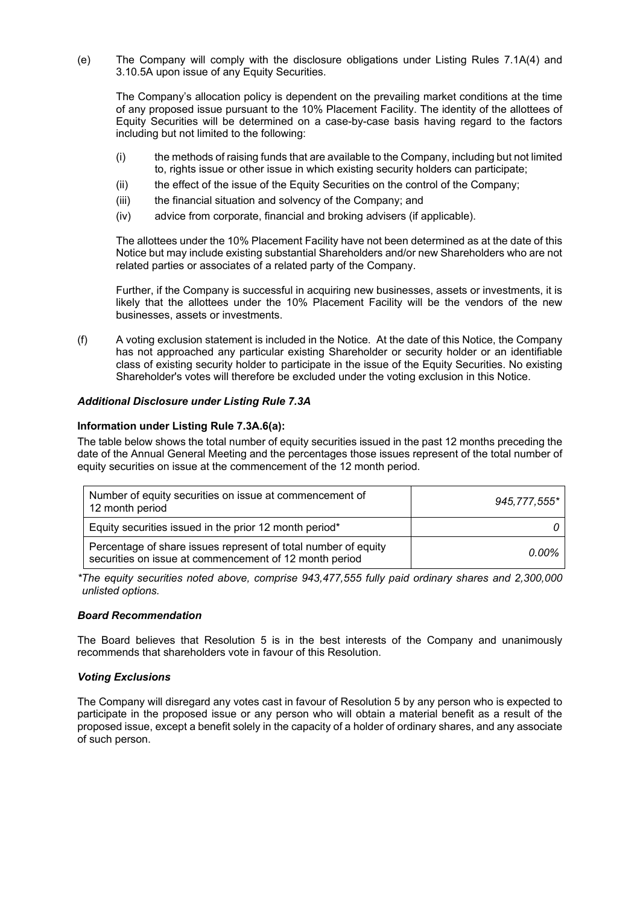(e) The Company will comply with the disclosure obligations under Listing Rules 7.1A(4) and 3.10.5A upon issue of any Equity Securities.

The Company's allocation policy is dependent on the prevailing market conditions at the time of any proposed issue pursuant to the 10% Placement Facility. The identity of the allottees of Equity Securities will be determined on a case-by-case basis having regard to the factors including but not limited to the following:

(i) the methods of raising funds that are available to the Company, including but not limited to, rights issue or other issue in which existing security holders can participate;

(ii) the effect of the issue of the Equity Securities on the control of the Company;

(iii) the financial situation and solvency of the Company; and

(iv) advice from corporate, financial and broking advisers (if applicable).

The allottees under the 10% Placement Facility have not been determined as at the date of this Notice but may include existing substantial Shareholders and/or new Shareholders who are not related parties or associates of a related party of the Company.

Further, if the Company is successful in acquiring new businesses, assets or investments, it is likely that the allottees under the 10% Placement Facility will be the vendors of the new businesses, assets or investments.

(f) A voting exclusion statement is included in the Notice. At the date of this Notice, the Company has not approached any particular existing Shareholder or security holder or an identifiable class of existing security holder to participate in the issue of the Equity Securities. No existing Shareholder's votes will therefore be excluded under the voting exclusion in this Notice.

***Additional Disclosure under Listing Rule 7.3A***

**Information under Listing Rule 7.3A.6(a):**

The table below shows the total number of equity securities issued in the past 12 months preceding the date of the Annual General Meeting and the percentages those issues represent of the total number of equity securities on issue at the commencement of the 12 month period.

| | |
|---|---|
| Number of equity securities on issue at commencement of 12 month period | *945,777,555\** |
| Equity securities issued in the prior 12 month period* | *0* |
| Percentage of share issues represent of total number of equity securities on issue at commencement of 12 month period | *0.00%* |

*\*The equity securities noted above, comprise 943,477,555 fully paid ordinary shares and 2,300,000 unlisted options.*

***Board Recommendation***

The Board believes that Resolution 5 is in the best interests of the Company and unanimously recommends that shareholders vote in favour of this Resolution.

***Voting Exclusions***

The Company will disregard any votes cast in favour of Resolution 5 by any person who is expected to participate in the proposed issue or any person who will obtain a material benefit as a result of the proposed issue, except a benefit solely in the capacity of a holder of ordinary shares, and any associate of such person.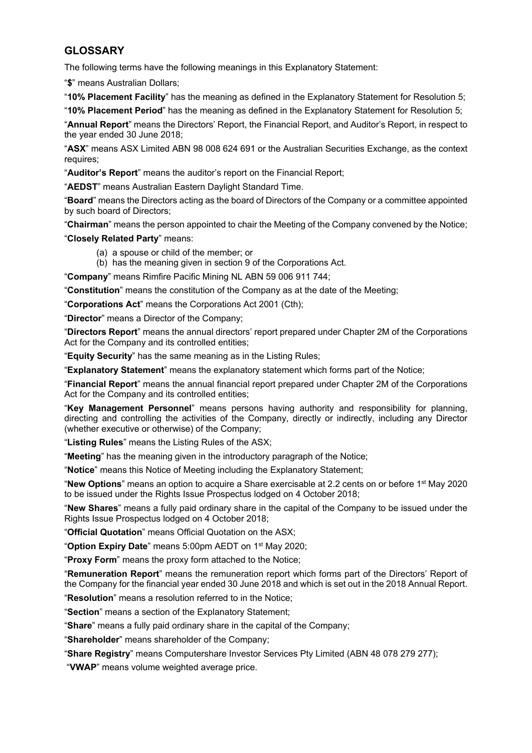## GLOSSARY

The following terms have the following meanings in this Explanatory Statement:

"**$**" means Australian Dollars;

"**10% Placement Facility**" has the meaning as defined in the Explanatory Statement for Resolution 5;

"**10% Placement Period**" has the meaning as defined in the Explanatory Statement for Resolution 5;

"**Annual Report**" means the Directors' Report, the Financial Report, and Auditor's Report, in respect to the year ended 30 June 2018;

"**ASX**" means ASX Limited ABN 98 008 624 691 or the Australian Securities Exchange, as the context requires;

"**Auditor's Report**" means the auditor's report on the Financial Report;

"**AEDST**" means Australian Eastern Daylight Standard Time.

"**Board**" means the Directors acting as the board of Directors of the Company or a committee appointed by such board of Directors;

"**Chairman**" means the person appointed to chair the Meeting of the Company convened by the Notice;

"**Closely Related Party**" means:

(a) a spouse or child of the member; or
(b) has the meaning given in section 9 of the Corporations Act.

"**Company**" means Rimfire Pacific Mining NL ABN 59 006 911 744;

"**Constitution**" means the constitution of the Company as at the date of the Meeting;

"**Corporations Act**" means the Corporations Act 2001 (Cth);

"**Director**" means a Director of the Company;

"**Directors Report**" means the annual directors' report prepared under Chapter 2M of the Corporations Act for the Company and its controlled entities;

"**Equity Security**" has the same meaning as in the Listing Rules;

"**Explanatory Statement**" means the explanatory statement which forms part of the Notice;

"**Financial Report**" means the annual financial report prepared under Chapter 2M of the Corporations Act for the Company and its controlled entities;

"**Key Management Personnel**" means persons having authority and responsibility for planning, directing and controlling the activities of the Company, directly or indirectly, including any Director (whether executive or otherwise) of the Company;

"**Listing Rules**" means the Listing Rules of the ASX;

"**Meeting**" has the meaning given in the introductory paragraph of the Notice;

"**Notice**" means this Notice of Meeting including the Explanatory Statement;

"**New Options**" means an option to acquire a Share exercisable at 2.2 cents on or before 1st May 2020 to be issued under the Rights Issue Prospectus lodged on 4 October 2018;

"**New Shares**" means a fully paid ordinary share in the capital of the Company to be issued under the Rights Issue Prospectus lodged on 4 October 2018;

"**Official Quotation**" means Official Quotation on the ASX;

"**Option Expiry Date**" means 5:00pm AEDT on 1st May 2020;

"**Proxy Form**" means the proxy form attached to the Notice;

"**Remuneration Report**" means the remuneration report which forms part of the Directors' Report of the Company for the financial year ended 30 June 2018 and which is set out in the 2018 Annual Report.

"**Resolution**" means a resolution referred to in the Notice;

"**Section**" means a section of the Explanatory Statement;

"**Share**" means a fully paid ordinary share in the capital of the Company;

"**Shareholder**" means shareholder of the Company;

"**Share Registry**" means Computershare Investor Services Pty Limited (ABN 48 078 279 277);

"**VWAP**" means volume weighted average price.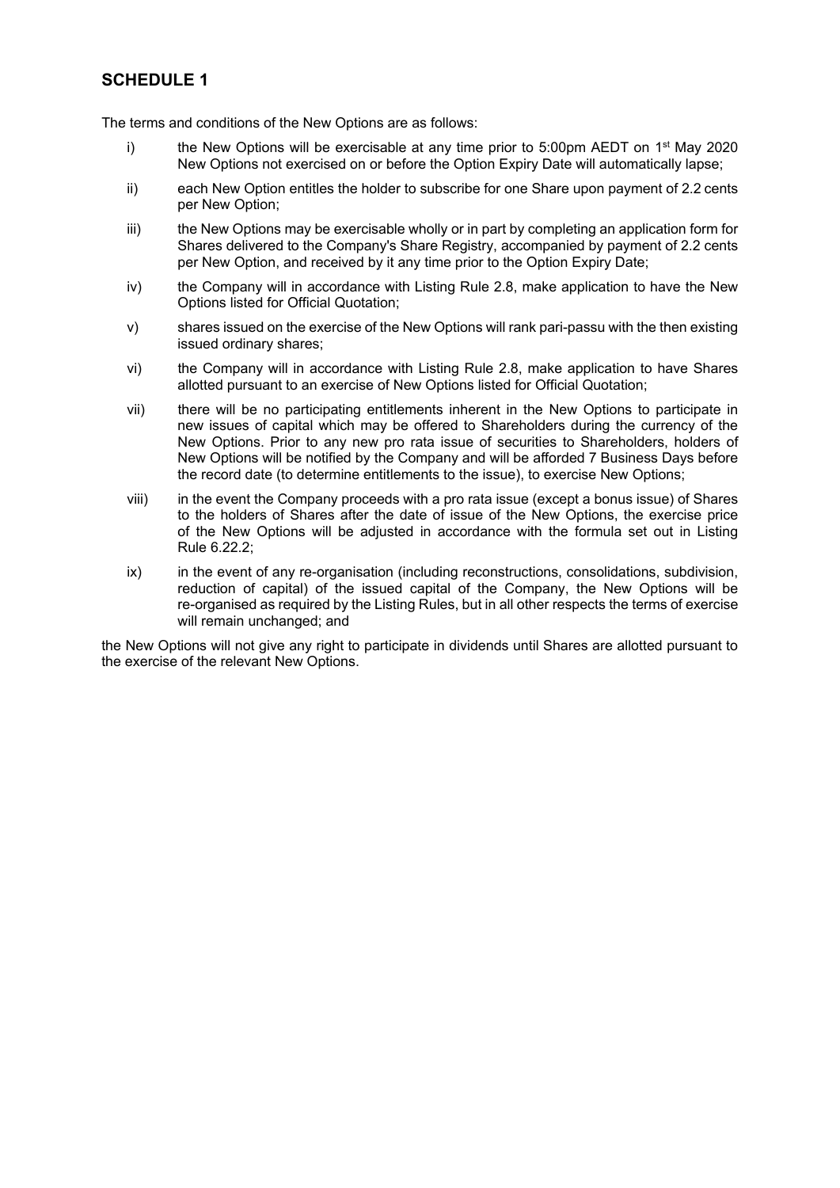## SCHEDULE 1

The terms and conditions of the New Options are as follows:

i) the New Options will be exercisable at any time prior to 5:00pm AEDT on 1st May 2020 New Options not exercised on or before the Option Expiry Date will automatically lapse;

ii) each New Option entitles the holder to subscribe for one Share upon payment of 2.2 cents per New Option;

iii) the New Options may be exercisable wholly or in part by completing an application form for Shares delivered to the Company's Share Registry, accompanied by payment of 2.2 cents per New Option, and received by it any time prior to the Option Expiry Date;

iv) the Company will in accordance with Listing Rule 2.8, make application to have the New Options listed for Official Quotation;

v) shares issued on the exercise of the New Options will rank pari-passu with the then existing issued ordinary shares;

vi) the Company will in accordance with Listing Rule 2.8, make application to have Shares allotted pursuant to an exercise of New Options listed for Official Quotation;

vii) there will be no participating entitlements inherent in the New Options to participate in new issues of capital which may be offered to Shareholders during the currency of the New Options. Prior to any new pro rata issue of securities to Shareholders, holders of New Options will be notified by the Company and will be afforded 7 Business Days before the record date (to determine entitlements to the issue), to exercise New Options;

viii) in the event the Company proceeds with a pro rata issue (except a bonus issue) of Shares to the holders of Shares after the date of issue of the New Options, the exercise price of the New Options will be adjusted in accordance with the formula set out in Listing Rule 6.22.2;

ix) in the event of any re-organisation (including reconstructions, consolidations, subdivision, reduction of capital) of the issued capital of the Company, the New Options will be re-organised as required by the Listing Rules, but in all other respects the terms of exercise will remain unchanged; and

the New Options will not give any right to participate in dividends until Shares are allotted pursuant to the exercise of the relevant New Options.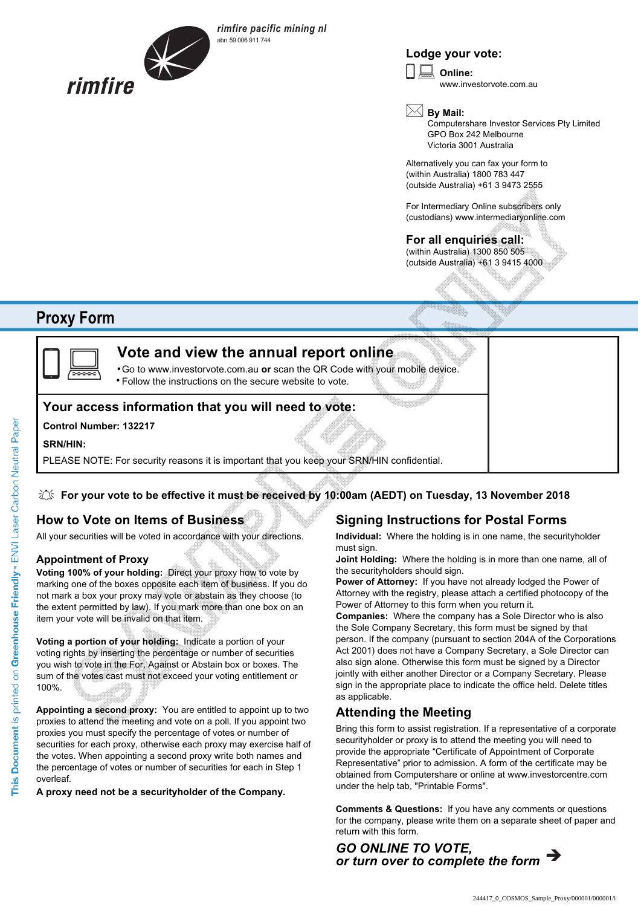**rimfire**

*rimfire pacific mining nl*
abn 59 006 911 744

## Lodge your vote:

**Online:**
www.investorvote.com.au

**By Mail:**
Computershare Investor Services Pty Limited
GPO Box 242 Melbourne
Victoria 3001 Australia

Alternatively you can fax your form to
(within Australia) 1800 783 447
(outside Australia) +61 3 9473 2555

For Intermediary Online subscribers only
(custodians) www.intermediaryonline.com

## For all enquiries call:

(within Australia) 1300 850 505
(outside Australia) +61 3 9415 4000

# Proxy Form

## Vote and view the annual report online

- Go to www.investorvote.com.au **or** scan the QR Code with your mobile device.
- Follow the instructions on the secure website to vote.

## Your access information that you will need to vote:

**Control Number: 132217**

**SRN/HIN:**

PLEASE NOTE: For security reasons it is important that you keep your SRN/HIN confidential.

**For your vote to be effective it must be received by 10:00am (AEDT) on Tuesday, 13 November 2018**

## How to Vote on Items of Business

All your securities will be voted in accordance with your directions.

### Appointment of Proxy

**Voting 100% of your holding:** Direct your proxy how to vote by marking one of the boxes opposite each item of business. If you do not mark a box your proxy may vote or abstain as they choose (to the extent permitted by law). If you mark more than one box on an item your vote will be invalid on that item.

**Voting a portion of your holding:** Indicate a portion of your voting rights by inserting the percentage or number of securities you wish to vote in the For, Against or Abstain box or boxes. The sum of the votes cast must not exceed your voting entitlement or 100%.

**Appointing a second proxy:** You are entitled to appoint up to two proxies to attend the meeting and vote on a poll. If you appoint two proxies you must specify the percentage of votes or number of securities for each proxy, otherwise each proxy may exercise half of the votes. When appointing a second proxy write both names and the percentage of votes or number of securities for each in Step 1 overleaf.

**A proxy need not be a securityholder of the Company.**

## Signing Instructions for Postal Forms

**Individual:** Where the holding is in one name, the securityholder must sign.

**Joint Holding:** Where the holding is in more than one name, all of the securityholders should sign.

**Power of Attorney:** If you have not already lodged the Power of Attorney with the registry, please attach a certified photocopy of the Power of Attorney to this form when you return it.

**Companies:** Where the company has a Sole Director who is also the Sole Company Secretary, this form must be signed by that person. If the company (pursuant to section 204A of the Corporations Act 2001) does not have a Company Secretary, a Sole Director can also sign alone. Otherwise this form must be signed by a Director jointly with either another Director or a Company Secretary. Please sign in the appropriate place to indicate the office held. Delete titles as applicable.

## Attending the Meeting

Bring this form to assist registration. If a representative of a corporate securityholder or proxy is to attend the meeting you will need to provide the appropriate "Certificate of Appointment of Corporate Representative" prior to admission. A form of the certificate may be obtained from Computershare or online at www.investorcentre.com under the help tab, "Printable Forms".

**Comments & Questions:** If you have any comments or questions for the company, please write them on a separate sheet of paper and return with this form.

***GO ONLINE TO VOTE,***
***or turn over to complete the form*** ➔

This Document is printed on Greenhouse Friendly™ ENVI Laser Carbon Neutral Paper

SAMPLE ONLY

244417_0_COSMOS_Sample_Proxy/000001/000001/i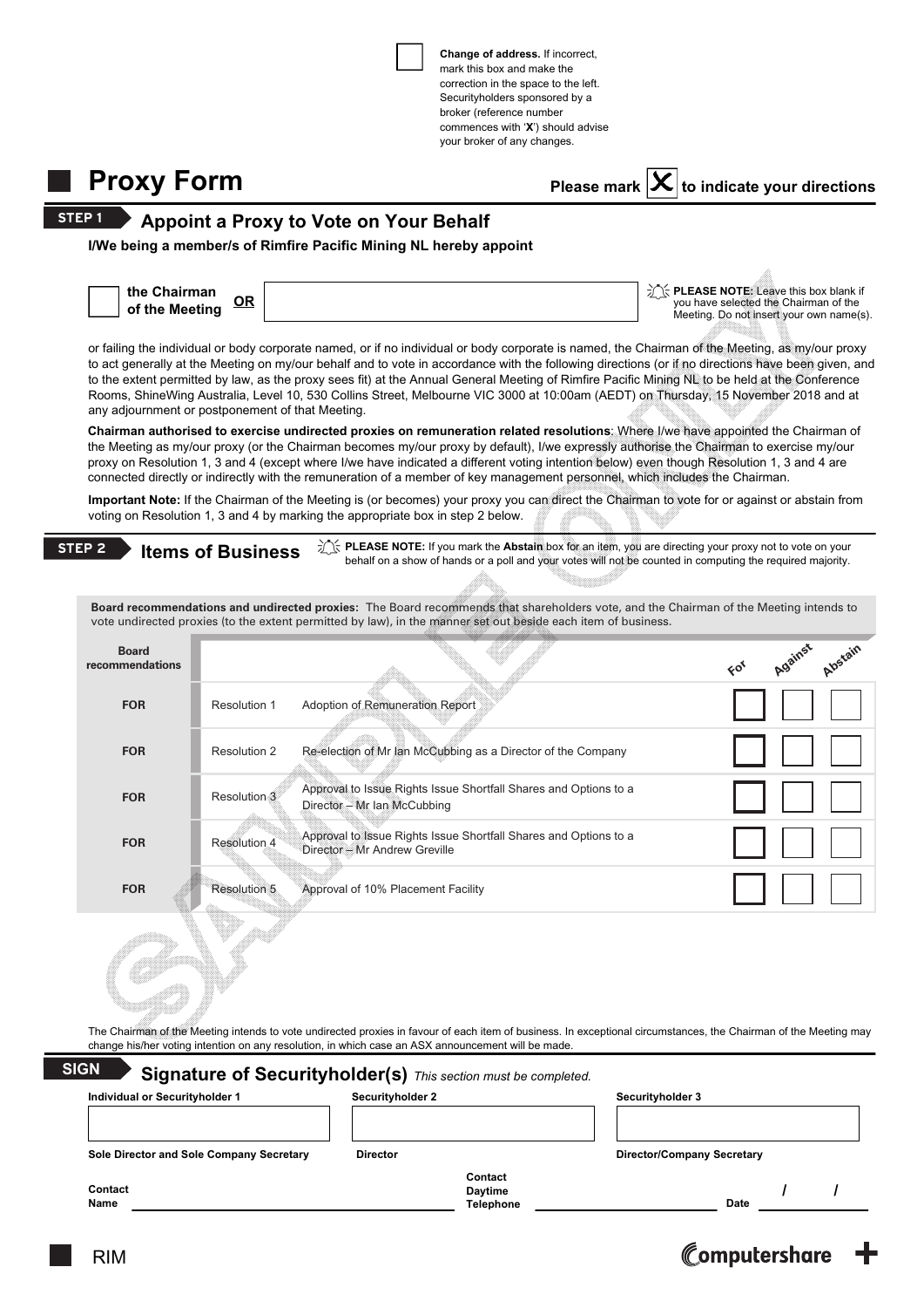☐ **Change of address.** If incorrect, mark this box and make the correction in the space to the left. Securityholders sponsored by a broker (reference number commences with '**X**') should advise your broker of any changes.

# Proxy Form

**Please mark ☒ to indicate your directions**

## STEP 1 Appoint a Proxy to Vote on Your Behalf

**I/We being a member/s of Rimfire Pacific Mining NL hereby appoint**

☐ **the Chairman of the Meeting** **OR** ________________

**PLEASE NOTE:** Leave this box blank if you have selected the Chairman of the Meeting. Do not insert your own name(s).

or failing the individual or body corporate named, or if no individual or body corporate is named, the Chairman of the Meeting, as my/our proxy to act generally at the Meeting on my/our behalf and to vote in accordance with the following directions (or if no directions have been given, and to the extent permitted by law, as the proxy sees fit) at the Annual General Meeting of Rimfire Pacific Mining NL to be held at the Conference Rooms, ShineWing Australia, Level 10, 530 Collins Street, Melbourne VIC 3000 at 10:00am (AEDT) on Thursday, 15 November 2018 and at any adjournment or postponement of that Meeting.

**Chairman authorised to exercise undirected proxies on remuneration related resolutions**: Where I/we have appointed the Chairman of the Meeting as my/our proxy (or the Chairman becomes my/our proxy by default), I/we expressly authorise the Chairman to exercise my/our proxy on Resolution 1, 3 and 4 (except where I/we have indicated a different voting intention below) even though Resolution 1, 3 and 4 are connected directly or indirectly with the remuneration of a member of key management personnel, which includes the Chairman.

**Important Note:** If the Chairman of the Meeting is (or becomes) your proxy you can direct the Chairman to vote for or against or abstain from voting on Resolution 1, 3 and 4 by marking the appropriate box in step 2 below.

## STEP 2 Items of Business

**PLEASE NOTE:** If you mark the **Abstain** box for an item, you are directing your proxy not to vote on your behalf on a show of hands or a poll and your votes will not be counted in computing the required majority.

**Board recommendations and undirected proxies:** The Board recommends that shareholders vote, and the Chairman of the Meeting intends to vote undirected proxies (to the extent permitted by law), in the manner set out beside each item of business.

| Board recommendations | | | For | Against | Abstain |
|---|---|---|---|---|---|
| FOR | Resolution 1 | Adoption of Remuneration Report | ☐ | ☐ | ☐ |
| FOR | Resolution 2 | Re-election of Mr Ian McCubbing as a Director of the Company | ☐ | ☐ | ☐ |
| FOR | Resolution 3 | Approval to Issue Rights Issue Shortfall Shares and Options to a Director – Mr Ian McCubbing | ☐ | ☐ | ☐ |
| FOR | Resolution 4 | Approval to Issue Rights Issue Shortfall Shares and Options to a Director – Mr Andrew Greville | ☐ | ☐ | ☐ |
| FOR | Resolution 5 | Approval of 10% Placement Facility | ☐ | ☐ | ☐ |

The Chairman of the Meeting intends to vote undirected proxies in favour of each item of business. In exceptional circumstances, the Chairman of the Meeting may change his/her voting intention on any resolution, in which case an ASX announcement will be made.

## SIGN Signature of Securityholder(s) *This section must be completed.*

| Individual or Securityholder 1 | Securityholder 2 | Securityholder 3 |
|---|---|---|
| | | |
| Sole Director and Sole Company Secretary | Director | Director/Company Secretary |

Contact Name ________________ Contact Daytime Telephone ________________ Date ___ / ___ / ___

RIM

Computershare